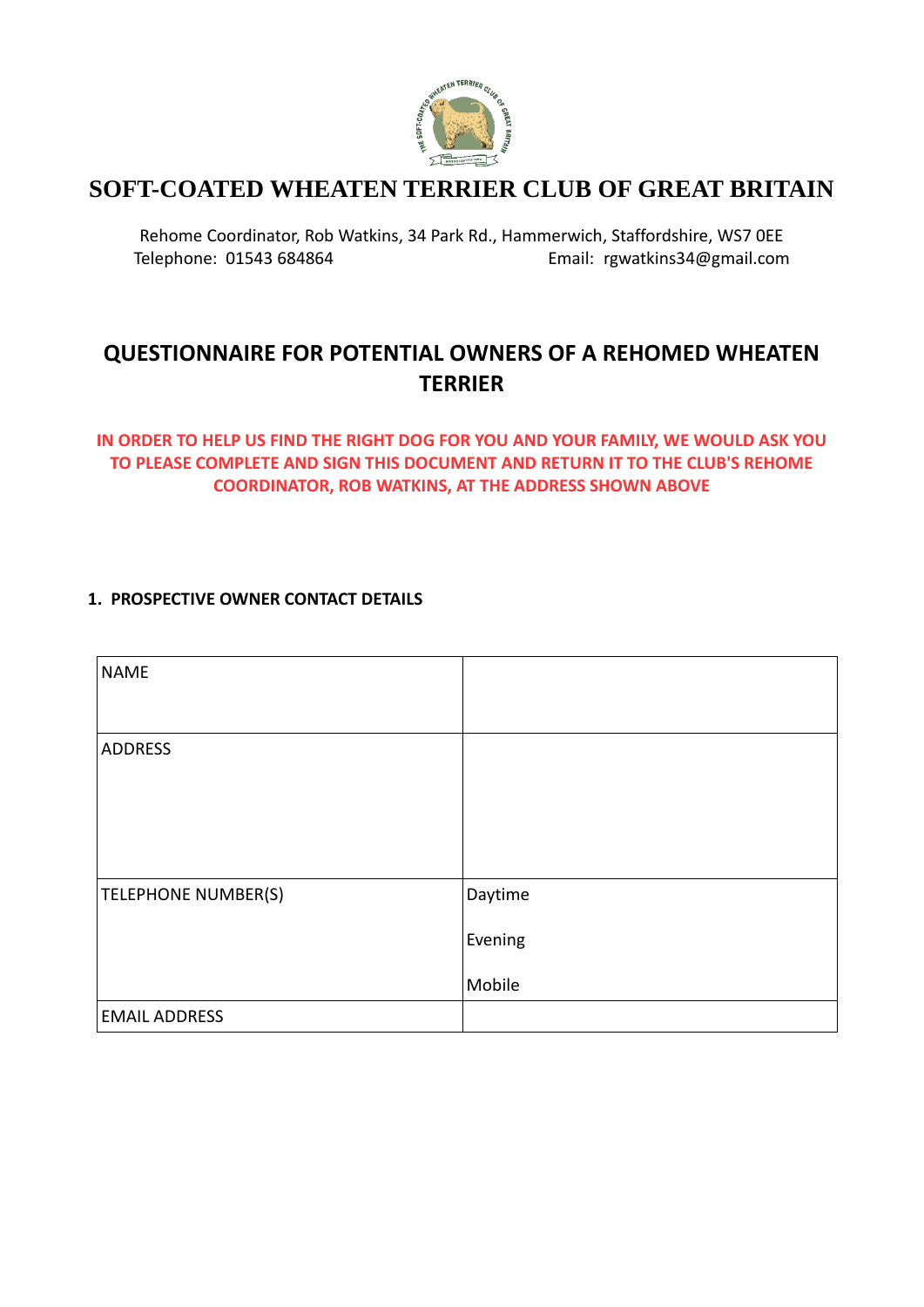# SOFT-COATED WHEATEN TERRIER CLUB OF GREAT BRITAIN

Rehome Coordinator, Rob Watkins, 34 Park Rd., Hammerwich, Staffordshire, WS7 0EE
Telephone: 01543 684864 Email: rgwatkins34@gmail.com

## QUESTIONNAIRE FOR POTENTIAL OWNERS OF A REHOMED WHEATEN TERRIER

**IN ORDER TO HELP US FIND THE RIGHT DOG FOR YOU AND YOUR FAMILY, WE WOULD ASK YOU TO PLEASE COMPLETE AND SIGN THIS DOCUMENT AND RETURN IT TO THE CLUB'S REHOME COORDINATOR, ROB WATKINS, AT THE ADDRESS SHOWN ABOVE**

**1. PROSPECTIVE OWNER CONTACT DETAILS**

| | |
|---|---|
| NAME | |
| ADDRESS | |
| TELEPHONE NUMBER(S) | Daytime<br>Evening<br>Mobile |
| EMAIL ADDRESS | |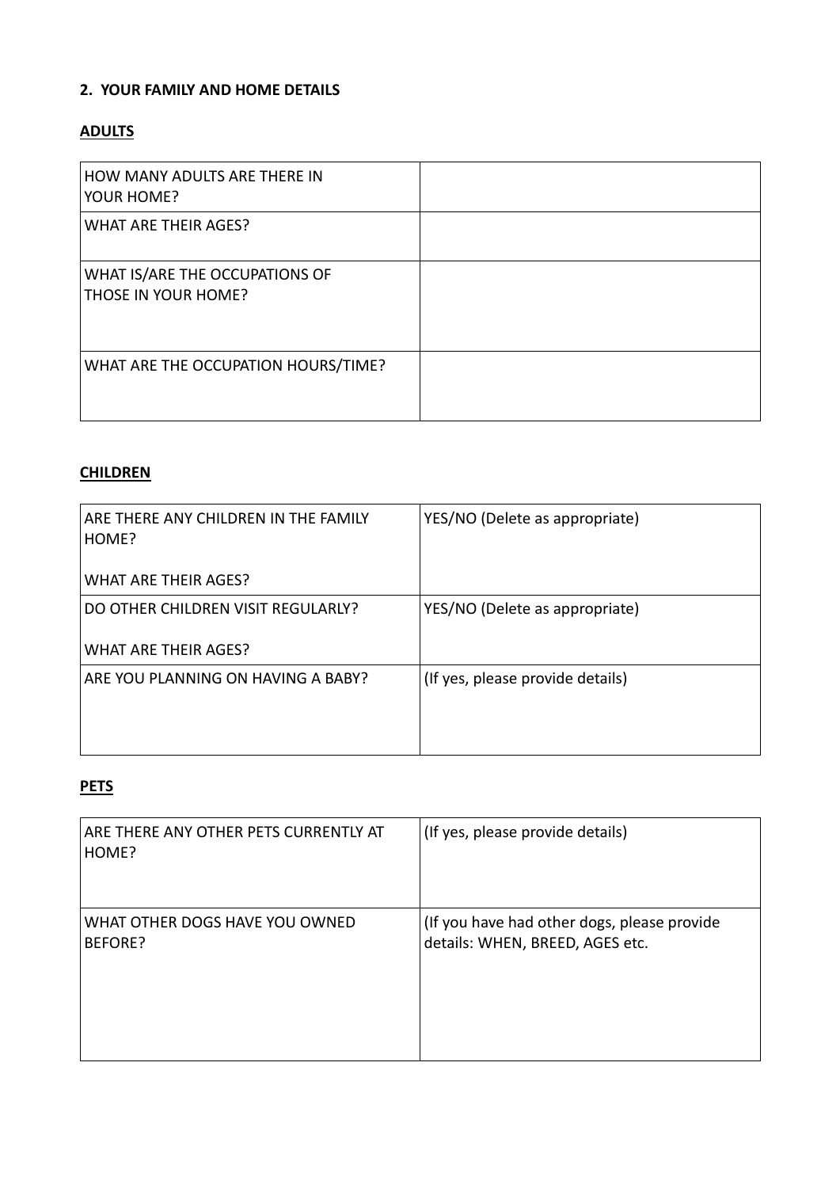**2. YOUR FAMILY AND HOME DETAILS**

**ADULTS**

| | |
|---|---|
| HOW MANY ADULTS ARE THERE IN YOUR HOME? | |
| WHAT ARE THEIR AGES? | |
| WHAT IS/ARE THE OCCUPATIONS OF THOSE IN YOUR HOME? | |
| WHAT ARE THE OCCUPATION HOURS/TIME? | |

**CHILDREN**

| | |
|---|---|
| ARE THERE ANY CHILDREN IN THE FAMILY HOME?<br><br>WHAT ARE THEIR AGES? | YES/NO (Delete as appropriate) |
| DO OTHER CHILDREN VISIT REGULARLY?<br><br>WHAT ARE THEIR AGES? | YES/NO (Delete as appropriate) |
| ARE YOU PLANNING ON HAVING A BABY? | (If yes, please provide details) |

**PETS**

| | |
|---|---|
| ARE THERE ANY OTHER PETS CURRENTLY AT HOME? | (If yes, please provide details) |
| WHAT OTHER DOGS HAVE YOU OWNED BEFORE? | (If you have had other dogs, please provide details: WHEN, BREED, AGES etc. |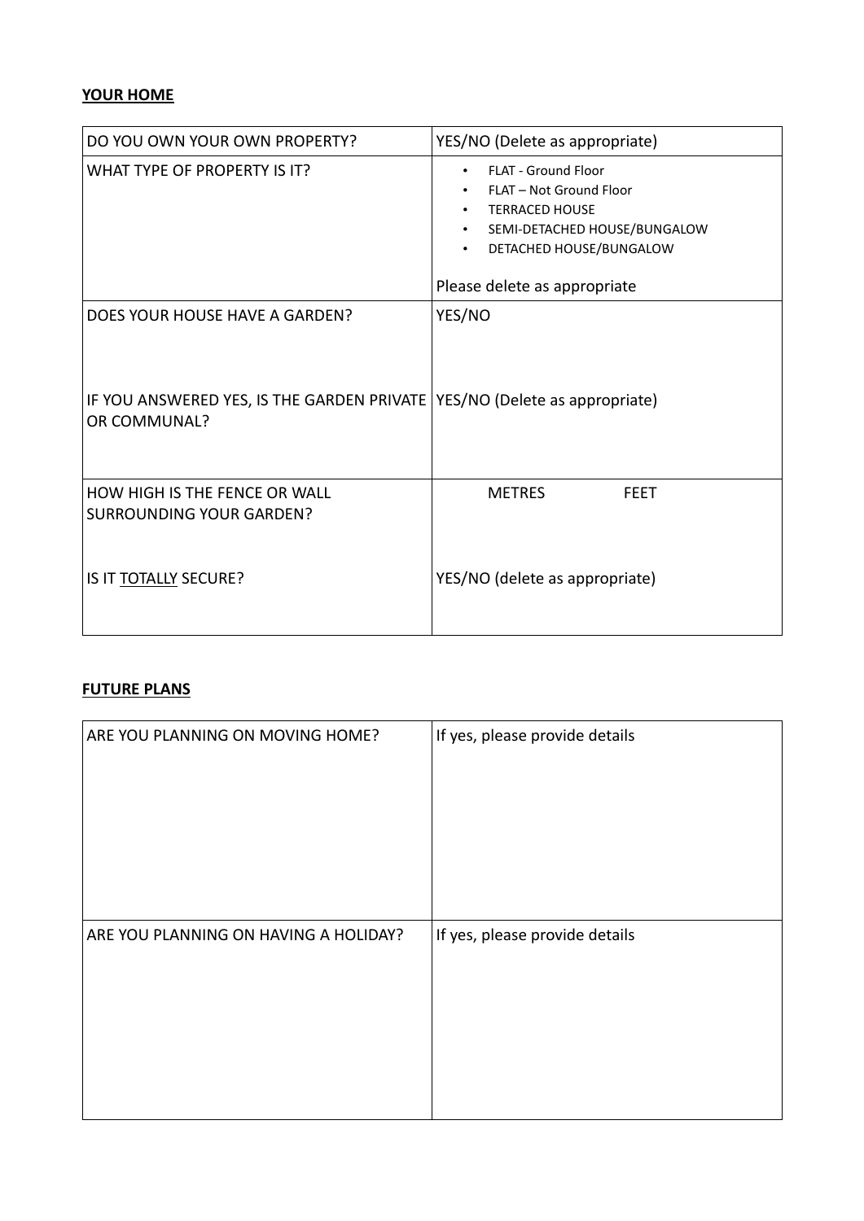**YOUR HOME**

| DO YOU OWN YOUR OWN PROPERTY? | YES/NO (Delete as appropriate) |
| --- | --- |
| WHAT TYPE OF PROPERTY IS IT? | • FLAT - Ground Floor<br>• FLAT – Not Ground Floor<br>• TERRACED HOUSE<br>• SEMI-DETACHED HOUSE/BUNGALOW<br>• DETACHED HOUSE/BUNGALOW<br><br>Please delete as appropriate |
| DOES YOUR HOUSE HAVE A GARDEN?<br><br>IF YOU ANSWERED YES, IS THE GARDEN PRIVATE OR COMMUNAL? | YES/NO<br><br>YES/NO (Delete as appropriate) |
| HOW HIGH IS THE FENCE OR WALL SURROUNDING YOUR GARDEN?<br><br>IS IT <u>TOTALLY</u> SECURE? | METRES FEET<br><br>YES/NO (delete as appropriate) |

**FUTURE PLANS**

| ARE YOU PLANNING ON MOVING HOME? | If yes, please provide details |
| --- | --- |
| ARE YOU PLANNING ON HAVING A HOLIDAY? | If yes, please provide details |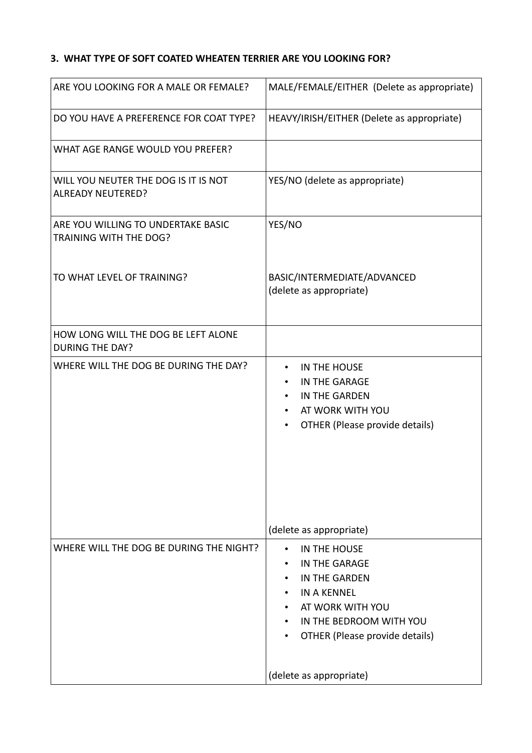### 3. WHAT TYPE OF SOFT COATED WHEATEN TERRIER ARE YOU LOOKING FOR?

| | |
|---|---|
| ARE YOU LOOKING FOR A MALE OR FEMALE? | MALE/FEMALE/EITHER (Delete as appropriate) |
| DO YOU HAVE A PREFERENCE FOR COAT TYPE? | HEAVY/IRISH/EITHER (Delete as appropriate) |
| WHAT AGE RANGE WOULD YOU PREFER? | |
| WILL YOU NEUTER THE DOG IS IT IS NOT ALREADY NEUTERED? | YES/NO (delete as appropriate) |
| ARE YOU WILLING TO UNDERTAKE BASIC TRAINING WITH THE DOG?<br><br>TO WHAT LEVEL OF TRAINING? | YES/NO<br><br>BASIC/INTERMEDIATE/ADVANCED (delete as appropriate) |
| HOW LONG WILL THE DOG BE LEFT ALONE DURING THE DAY? | |
| WHERE WILL THE DOG BE DURING THE DAY? | • IN THE HOUSE<br>• IN THE GARAGE<br>• IN THE GARDEN<br>• AT WORK WITH YOU<br>• OTHER (Please provide details)<br><br>(delete as appropriate) |
| WHERE WILL THE DOG BE DURING THE NIGHT? | • IN THE HOUSE<br>• IN THE GARAGE<br>• IN THE GARDEN<br>• IN A KENNEL<br>• AT WORK WITH YOU<br>• IN THE BEDROOM WITH YOU<br>• OTHER (Please provide details)<br><br>(delete as appropriate) |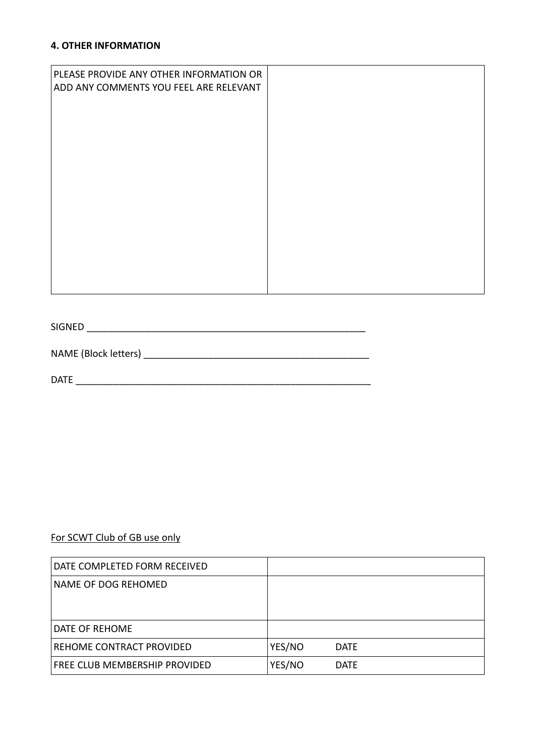#### 4. OTHER INFORMATION

| | |
|---|---|
| PLEASE PROVIDE ANY OTHER INFORMATION OR ADD ANY COMMENTS YOU FEEL ARE RELEVANT | |

SIGNED ______________________________________________________

NAME (Block letters) __________________________________________

DATE ________________________________________________________

For SCWT Club of GB use only

| | |
|---|---|
| DATE COMPLETED FORM RECEIVED | |
| NAME OF DOG REHOMED | |
| DATE OF REHOME | |
| REHOME CONTRACT PROVIDED | YES/NO DATE |
| FREE CLUB MEMBERSHIP PROVIDED | YES/NO DATE |